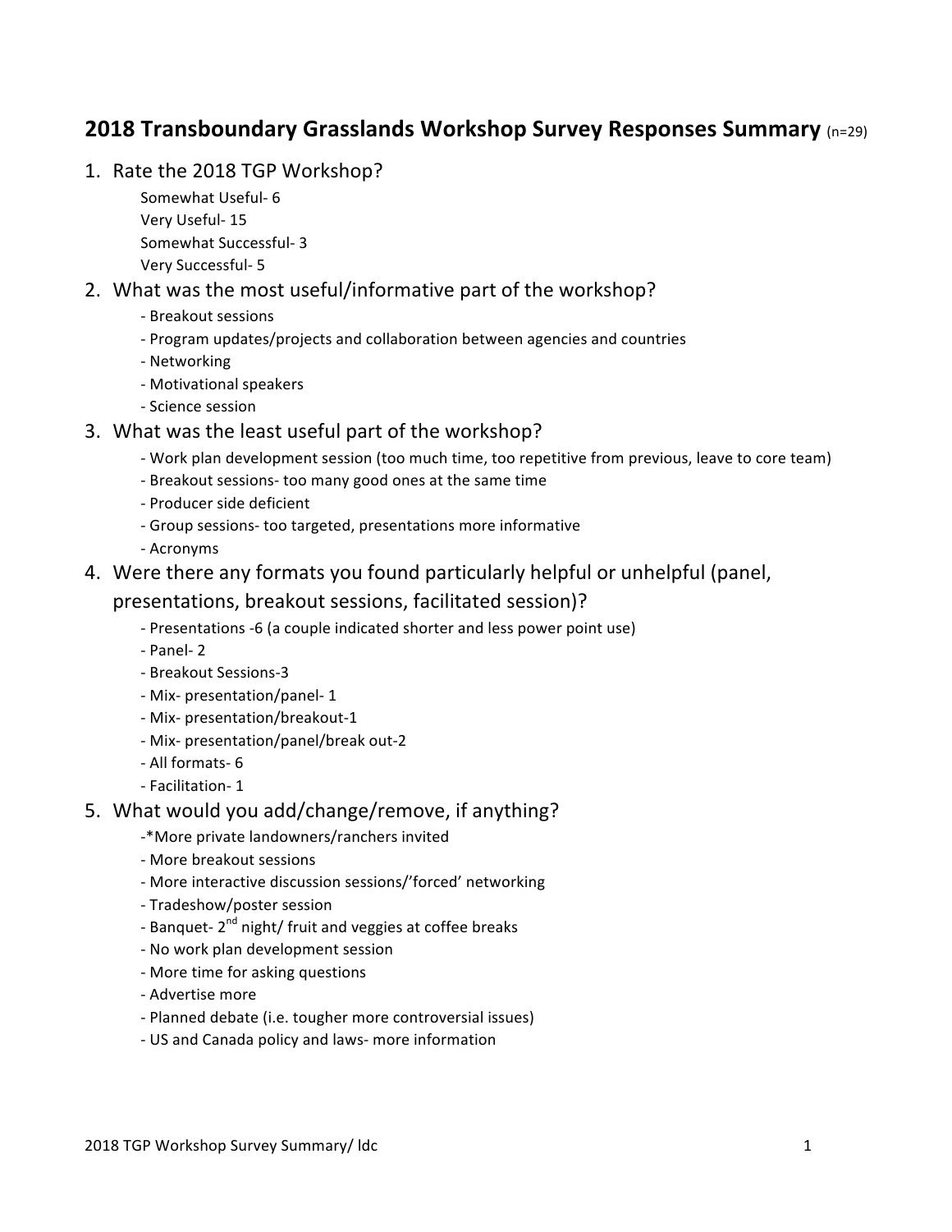## 2018 Transboundary Grasslands Workshop Survey Responses Summary (n=29)

1. Rate the 2018 TGP Workshop?

   Somewhat Useful- 6
   Very Useful- 15
   Somewhat Successful- 3
   Very Successful- 5

2. What was the most useful/informative part of the workshop?

   - Breakout sessions
   - Program updates/projects and collaboration between agencies and countries
   - Networking
   - Motivational speakers
   - Science session

3. What was the least useful part of the workshop?

   - Work plan development session (too much time, too repetitive from previous, leave to core team)
   - Breakout sessions- too many good ones at the same time
   - Producer side deficient
   - Group sessions- too targeted, presentations more informative
   - Acronyms

4. Were there any formats you found particularly helpful or unhelpful (panel, presentations, breakout sessions, facilitated session)?

   - Presentations -6 (a couple indicated shorter and less power point use)
   - Panel- 2
   - Breakout Sessions-3
   - Mix- presentation/panel- 1
   - Mix- presentation/breakout-1
   - Mix- presentation/panel/break out-2
   - All formats- 6
   - Facilitation- 1

5. What would you add/change/remove, if anything?

   -*More private landowners/ranchers invited
   - More breakout sessions
   - More interactive discussion sessions/'forced' networking
   - Tradeshow/poster session
   - Banquet- 2nd night/ fruit and veggies at coffee breaks
   - No work plan development session
   - More time for asking questions
   - Advertise more
   - Planned debate (i.e. tougher more controversial issues)
   - US and Canada policy and laws- more information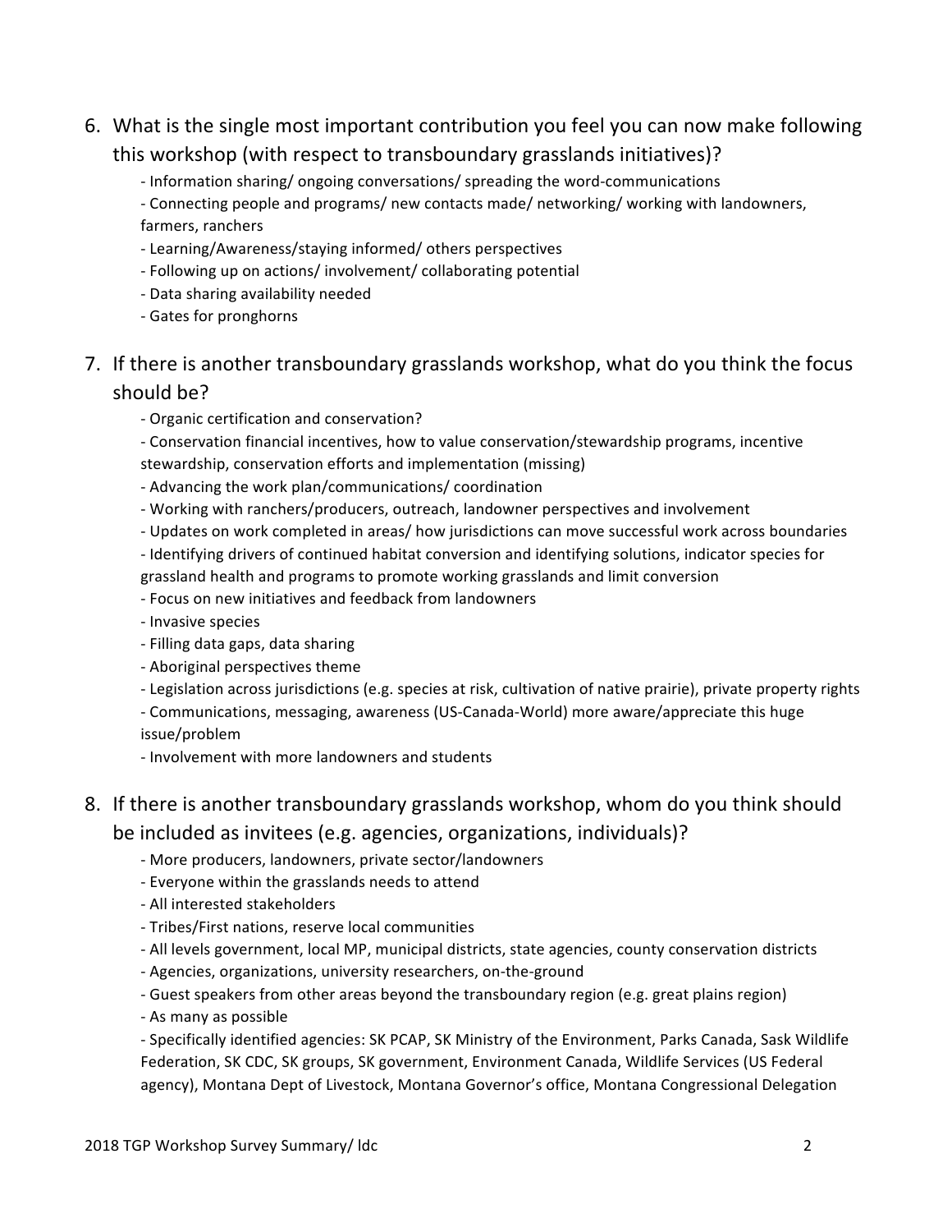6. What is the single most important contribution you feel you can now make following this workshop (with respect to transboundary grasslands initiatives)?
   - Information sharing/ ongoing conversations/ spreading the word-communications
   - Connecting people and programs/ new contacts made/ networking/ working with landowners, farmers, ranchers
   - Learning/Awareness/staying informed/ others perspectives
   - Following up on actions/ involvement/ collaborating potential
   - Data sharing availability needed
   - Gates for pronghorns

7. If there is another transboundary grasslands workshop, what do you think the focus should be?
   - Organic certification and conservation?
   - Conservation financial incentives, how to value conservation/stewardship programs, incentive stewardship, conservation efforts and implementation (missing)
   - Advancing the work plan/communications/ coordination
   - Working with ranchers/producers, outreach, landowner perspectives and involvement
   - Updates on work completed in areas/ how jurisdictions can move successful work across boundaries
   - Identifying drivers of continued habitat conversion and identifying solutions, indicator species for grassland health and programs to promote working grasslands and limit conversion
   - Focus on new initiatives and feedback from landowners
   - Invasive species
   - Filling data gaps, data sharing
   - Aboriginal perspectives theme
   - Legislation across jurisdictions (e.g. species at risk, cultivation of native prairie), private property rights
   - Communications, messaging, awareness (US-Canada-World) more aware/appreciate this huge issue/problem
   - Involvement with more landowners and students

8. If there is another transboundary grasslands workshop, whom do you think should be included as invitees (e.g. agencies, organizations, individuals)?
   - More producers, landowners, private sector/landowners
   - Everyone within the grasslands needs to attend
   - All interested stakeholders
   - Tribes/First nations, reserve local communities
   - All levels government, local MP, municipal districts, state agencies, county conservation districts
   - Agencies, organizations, university researchers, on-the-ground
   - Guest speakers from other areas beyond the transboundary region (e.g. great plains region)
   - As many as possible
   - Specifically identified agencies: SK PCAP, SK Ministry of the Environment, Parks Canada, Sask Wildlife Federation, SK CDC, SK groups, SK government, Environment Canada, Wildlife Services (US Federal agency), Montana Dept of Livestock, Montana Governor's office, Montana Congressional Delegation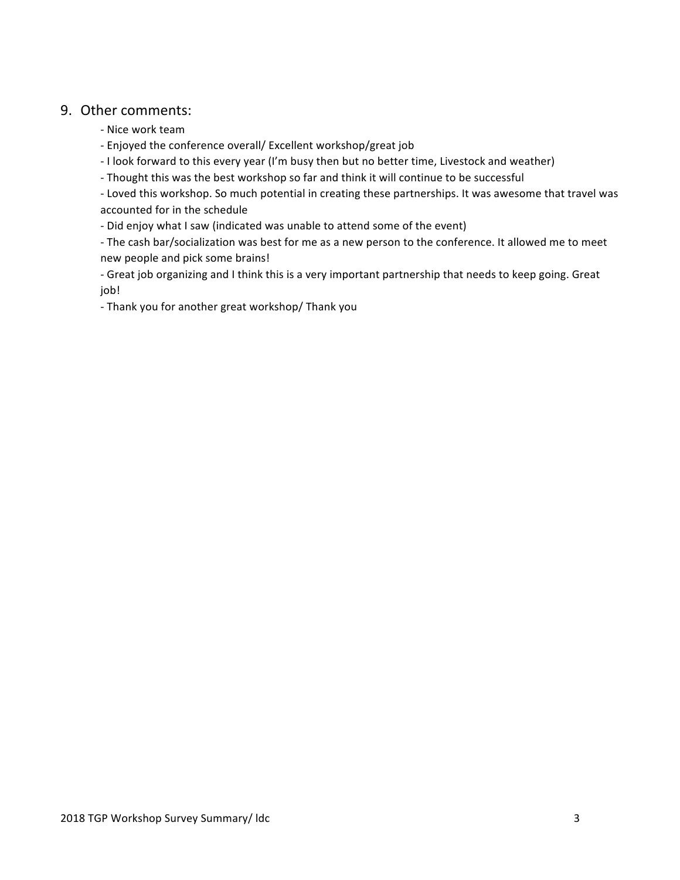9. Other comments:

- Nice work team
- Enjoyed the conference overall/ Excellent workshop/great job
- I look forward to this every year (I'm busy then but no better time, Livestock and weather)
- Thought this was the best workshop so far and think it will continue to be successful
- Loved this workshop. So much potential in creating these partnerships. It was awesome that travel was accounted for in the schedule
- Did enjoy what I saw (indicated was unable to attend some of the event)
- The cash bar/socialization was best for me as a new person to the conference. It allowed me to meet new people and pick some brains!
- Great job organizing and I think this is a very important partnership that needs to keep going. Great job!
- Thank you for another great workshop/ Thank you